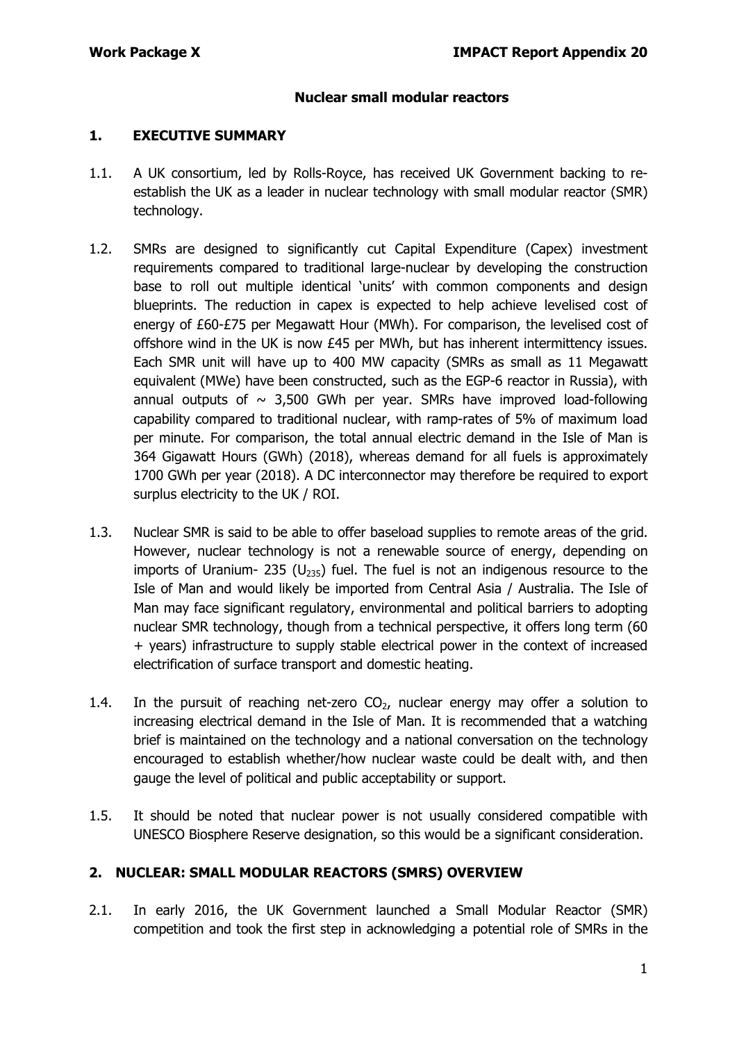## Nuclear small modular reactors

## 1. EXECUTIVE SUMMARY

1.1. A UK consortium, led by Rolls-Royce, has received UK Government backing to re-establish the UK as a leader in nuclear technology with small modular reactor (SMR) technology.

1.2. SMRs are designed to significantly cut Capital Expenditure (Capex) investment requirements compared to traditional large-nuclear by developing the construction base to roll out multiple identical 'units' with common components and design blueprints. The reduction in capex is expected to help achieve levelised cost of energy of £60-£75 per Megawatt Hour (MWh). For comparison, the levelised cost of offshore wind in the UK is now £45 per MWh, but has inherent intermittency issues. Each SMR unit will have up to 400 MW capacity (SMRs as small as 11 Megawatt equivalent (MWe) have been constructed, such as the EGP-6 reactor in Russia), with annual outputs of ~ 3,500 GWh per year. SMRs have improved load-following capability compared to traditional nuclear, with ramp-rates of 5% of maximum load per minute. For comparison, the total annual electric demand in the Isle of Man is 364 Gigawatt Hours (GWh) (2018), whereas demand for all fuels is approximately 1700 GWh per year (2018). A DC interconnector may therefore be required to export surplus electricity to the UK / ROI.

1.3. Nuclear SMR is said to be able to offer baseload supplies to remote areas of the grid. However, nuclear technology is not a renewable source of energy, depending on imports of Uranium- 235 ($U_{235}$) fuel. The fuel is not an indigenous resource to the Isle of Man and would likely be imported from Central Asia / Australia. The Isle of Man may face significant regulatory, environmental and political barriers to adopting nuclear SMR technology, though from a technical perspective, it offers long term (60 + years) infrastructure to supply stable electrical power in the context of increased electrification of surface transport and domestic heating.

1.4. In the pursuit of reaching net-zero $CO_2$, nuclear energy may offer a solution to increasing electrical demand in the Isle of Man. It is recommended that a watching brief is maintained on the technology and a national conversation on the technology encouraged to establish whether/how nuclear waste could be dealt with, and then gauge the level of political and public acceptability or support.

1.5. It should be noted that nuclear power is not usually considered compatible with UNESCO Biosphere Reserve designation, so this would be a significant consideration.

## 2. NUCLEAR: SMALL MODULAR REACTORS (SMRS) OVERVIEW

2.1. In early 2016, the UK Government launched a Small Modular Reactor (SMR) competition and took the first step in acknowledging a potential role of SMRs in the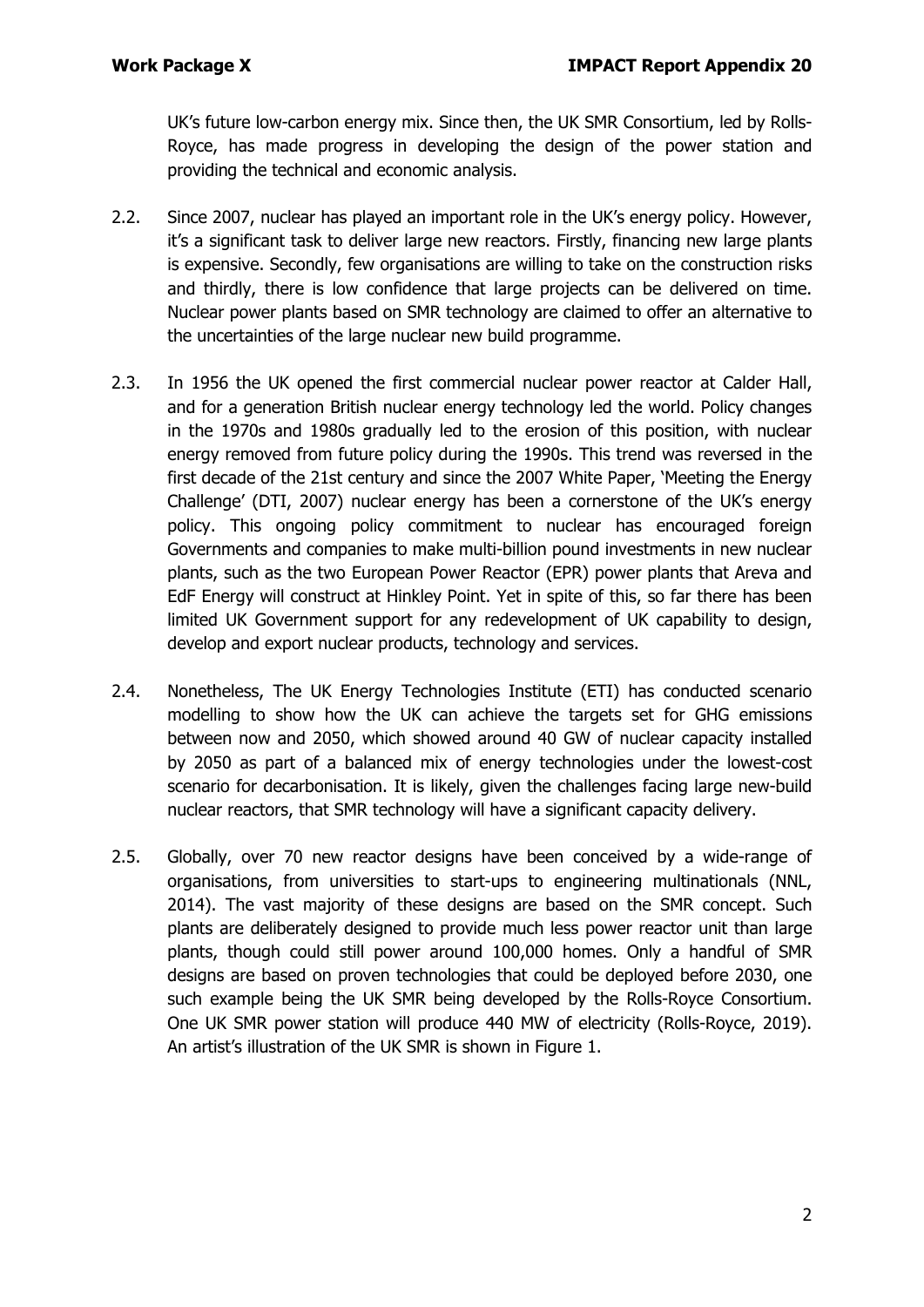UK's future low-carbon energy mix. Since then, the UK SMR Consortium, led by Rolls-Royce, has made progress in developing the design of the power station and providing the technical and economic analysis.

2.2. Since 2007, nuclear has played an important role in the UK's energy policy. However, it's a significant task to deliver large new reactors. Firstly, financing new large plants is expensive. Secondly, few organisations are willing to take on the construction risks and thirdly, there is low confidence that large projects can be delivered on time. Nuclear power plants based on SMR technology are claimed to offer an alternative to the uncertainties of the large nuclear new build programme.

2.3. In 1956 the UK opened the first commercial nuclear power reactor at Calder Hall, and for a generation British nuclear energy technology led the world. Policy changes in the 1970s and 1980s gradually led to the erosion of this position, with nuclear energy removed from future policy during the 1990s. This trend was reversed in the first decade of the 21st century and since the 2007 White Paper, 'Meeting the Energy Challenge' (DTI, 2007) nuclear energy has been a cornerstone of the UK's energy policy. This ongoing policy commitment to nuclear has encouraged foreign Governments and companies to make multi-billion pound investments in new nuclear plants, such as the two European Power Reactor (EPR) power plants that Areva and EdF Energy will construct at Hinkley Point. Yet in spite of this, so far there has been limited UK Government support for any redevelopment of UK capability to design, develop and export nuclear products, technology and services.

2.4. Nonetheless, The UK Energy Technologies Institute (ETI) has conducted scenario modelling to show how the UK can achieve the targets set for GHG emissions between now and 2050, which showed around 40 GW of nuclear capacity installed by 2050 as part of a balanced mix of energy technologies under the lowest-cost scenario for decarbonisation. It is likely, given the challenges facing large new-build nuclear reactors, that SMR technology will have a significant capacity delivery.

2.5. Globally, over 70 new reactor designs have been conceived by a wide-range of organisations, from universities to start-ups to engineering multinationals (NNL, 2014). The vast majority of these designs are based on the SMR concept. Such plants are deliberately designed to provide much less power reactor unit than large plants, though could still power around 100,000 homes. Only a handful of SMR designs are based on proven technologies that could be deployed before 2030, one such example being the UK SMR being developed by the Rolls-Royce Consortium. One UK SMR power station will produce 440 MW of electricity (Rolls-Royce, 2019). An artist's illustration of the UK SMR is shown in Figure 1.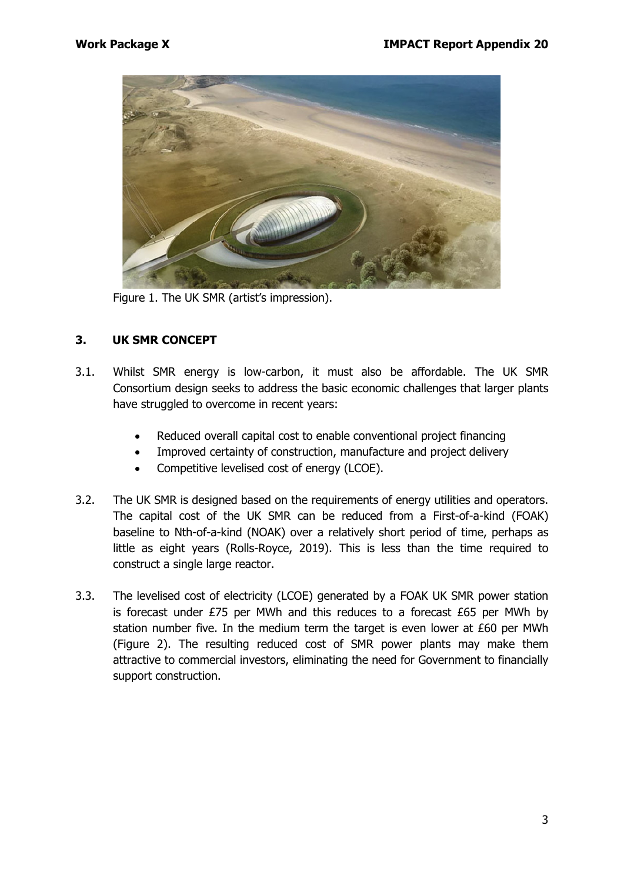Figure 1. The UK SMR (artist's impression).

## 3. UK SMR CONCEPT

3.1. Whilst SMR energy is low-carbon, it must also be affordable. The UK SMR Consortium design seeks to address the basic economic challenges that larger plants have struggled to overcome in recent years:

- Reduced overall capital cost to enable conventional project financing
- Improved certainty of construction, manufacture and project delivery
- Competitive levelised cost of energy (LCOE).

3.2. The UK SMR is designed based on the requirements of energy utilities and operators. The capital cost of the UK SMR can be reduced from a First-of-a-kind (FOAK) baseline to Nth-of-a-kind (NOAK) over a relatively short period of time, perhaps as little as eight years (Rolls-Royce, 2019). This is less than the time required to construct a single large reactor.

3.3. The levelised cost of electricity (LCOE) generated by a FOAK UK SMR power station is forecast under £75 per MWh and this reduces to a forecast £65 per MWh by station number five. In the medium term the target is even lower at £60 per MWh (Figure 2). The resulting reduced cost of SMR power plants may make them attractive to commercial investors, eliminating the need for Government to financially support construction.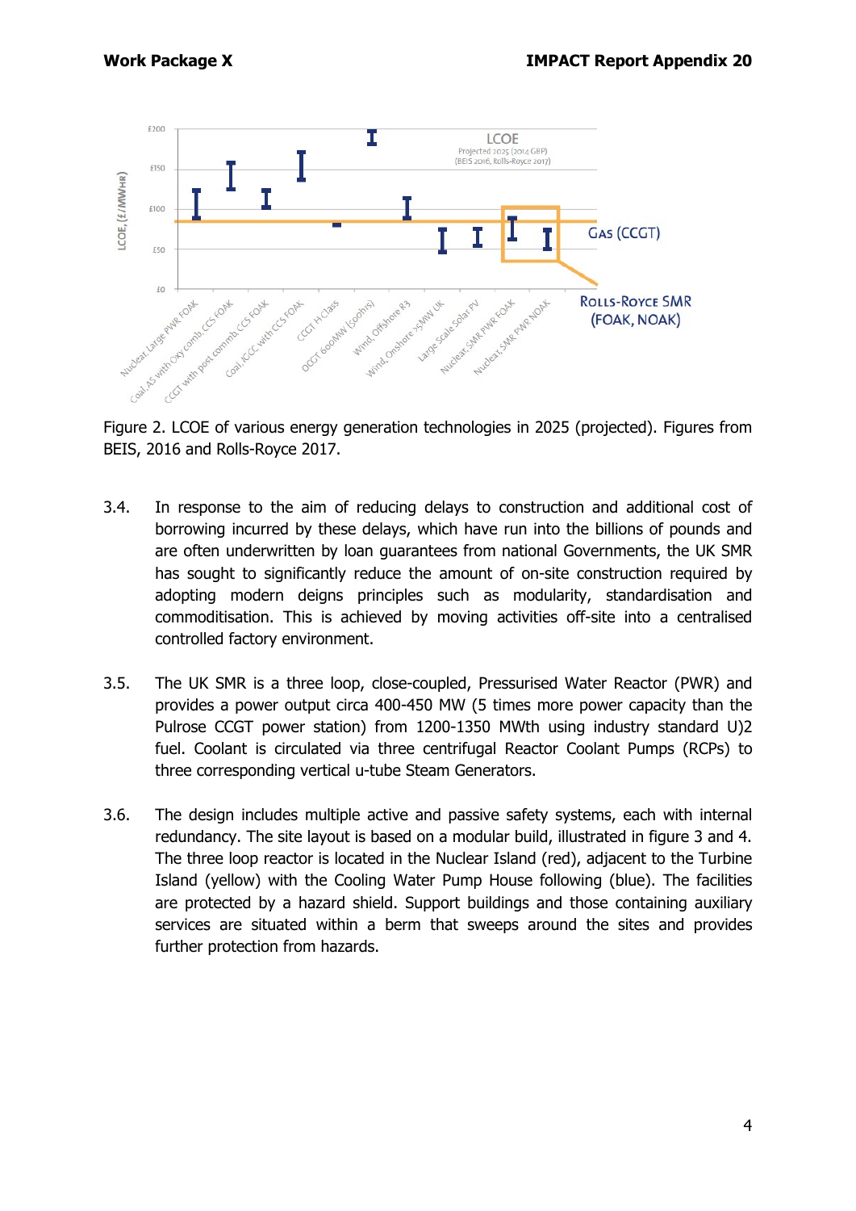Figure 2. LCOE of various energy generation technologies in 2025 (projected). Figures from BEIS, 2016 and Rolls-Royce 2017.

3.4. In response to the aim of reducing delays to construction and additional cost of borrowing incurred by these delays, which have run into the billions of pounds and are often underwritten by loan guarantees from national Governments, the UK SMR has sought to significantly reduce the amount of on-site construction required by adopting modern deigns principles such as modularity, standardisation and commoditisation. This is achieved by moving activities off-site into a centralised controlled factory environment.

3.5. The UK SMR is a three loop, close-coupled, Pressurised Water Reactor (PWR) and provides a power output circa 400-450 MW (5 times more power capacity than the Pulrose CCGT power station) from 1200-1350 MWth using industry standard U)2 fuel. Coolant is circulated via three centrifugal Reactor Coolant Pumps (RCPs) to three corresponding vertical u-tube Steam Generators.

3.6. The design includes multiple active and passive safety systems, each with internal redundancy. The site layout is based on a modular build, illustrated in figure 3 and 4. The three loop reactor is located in the Nuclear Island (red), adjacent to the Turbine Island (yellow) with the Cooling Water Pump House following (blue). The facilities are protected by a hazard shield. Support buildings and those containing auxiliary services are situated within a berm that sweeps around the sites and provides further protection from hazards.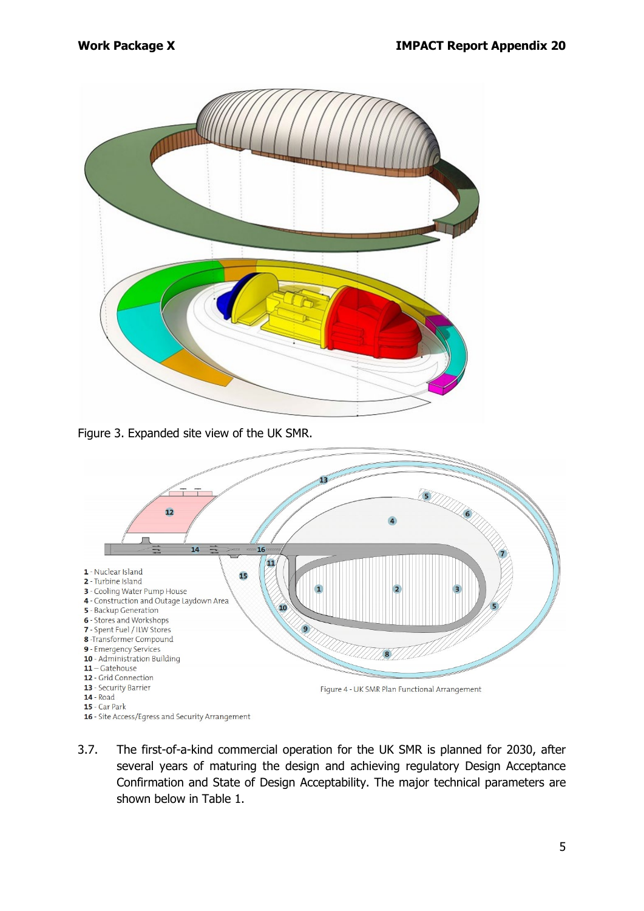Figure 3. Expanded site view of the UK SMR.

1 - Nuclear Island
2 - Turbine Island
3 - Cooling Water Pump House
4 - Construction and Outage Laydown Area
5 - Backup Generation
6 - Stores and Workshops
7 - Spent Fuel / ILW Stores
8 - Transformer Compound
9 - Emergency Services
10 - Administration Building
11 – Gatehouse
12 - Grid Connection
13 - Security Barrier
14 - Road
15 - Car Park
16 - Site Access/Egress and Security Arrangement

Figure 4 - UK SMR Plan Functional Arrangement

3.7. The first-of-a-kind commercial operation for the UK SMR is planned for 2030, after several years of maturing the design and achieving regulatory Design Acceptance Confirmation and State of Design Acceptability. The major technical parameters are shown below in Table 1.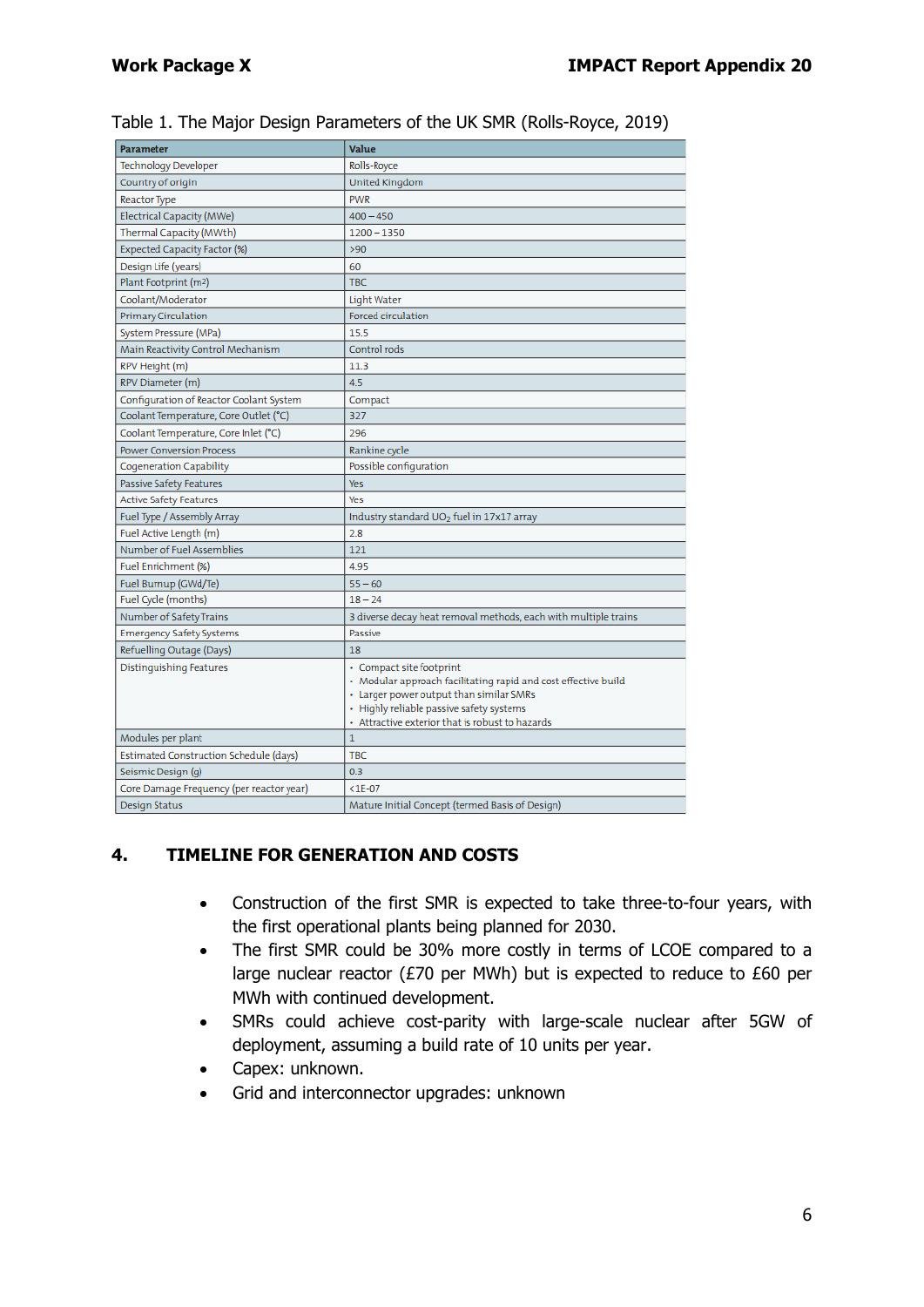Table 1. The Major Design Parameters of the UK SMR (Rolls-Royce, 2019)

| Parameter | Value |
|---|---|
| Technology Developer | Rolls-Royce |
| Country of origin | United Kingdom |
| Reactor Type | PWR |
| Electrical Capacity (MWe) | 400 – 450 |
| Thermal Capacity (MWth) | 1200 – 1350 |
| Expected Capacity Factor (%) | >90 |
| Design Life (years) | 60 |
| Plant Footprint ($m^2$) | TBC |
| Coolant/Moderator | Light Water |
| Primary Circulation | Forced circulation |
| System Pressure (MPa) | 15.5 |
| Main Reactivity Control Mechanism | Control rods |
| RPV Height (m) | 11.3 |
| RPV Diameter (m) | 4.5 |
| Configuration of Reactor Coolant System | Compact |
| Coolant Temperature, Core Outlet (°C) | 327 |
| Coolant Temperature, Core Inlet (°C) | 296 |
| Power Conversion Process | Rankine cycle |
| Cogeneration Capability | Possible configuration |
| Passive Safety Features | Yes |
| Active Safety Features | Yes |
| Fuel Type / Assembly Array | Industry standard $UO_2$ fuel in 17x17 array |
| Fuel Active Length (m) | 2.8 |
| Number of Fuel Assemblies | 121 |
| Fuel Enrichment (%) | 4.95 |
| Fuel Burnup (GWd/Te) | 55 – 60 |
| Fuel Cycle (months) | 18 – 24 |
| Number of Safety Trains | 3 diverse decay heat removal methods, each with multiple trains |
| Emergency Safety Systems | Passive |
| Refuelling Outage (Days) | 18 |
| Distinguishing Features | • Compact site footprint<br>• Modular approach facilitating rapid and cost effective build<br>• Larger power output than similar SMRs<br>• Highly reliable passive safety systems<br>• Attractive exterior that is robust to hazards |
| Modules per plant | 1 |
| Estimated Construction Schedule (days) | TBC |
| Seismic Design (g) | 0.3 |
| Core Damage Frequency (per reactor year) | <1E-07 |
| Design Status | Mature Initial Concept (termed Basis of Design) |

## 4. TIMELINE FOR GENERATION AND COSTS

- Construction of the first SMR is expected to take three-to-four years, with the first operational plants being planned for 2030.
- The first SMR could be 30% more costly in terms of LCOE compared to a large nuclear reactor (£70 per MWh) but is expected to reduce to £60 per MWh with continued development.
- SMRs could achieve cost-parity with large-scale nuclear after 5GW of deployment, assuming a build rate of 10 units per year.
- Capex: unknown.
- Grid and interconnector upgrades: unknown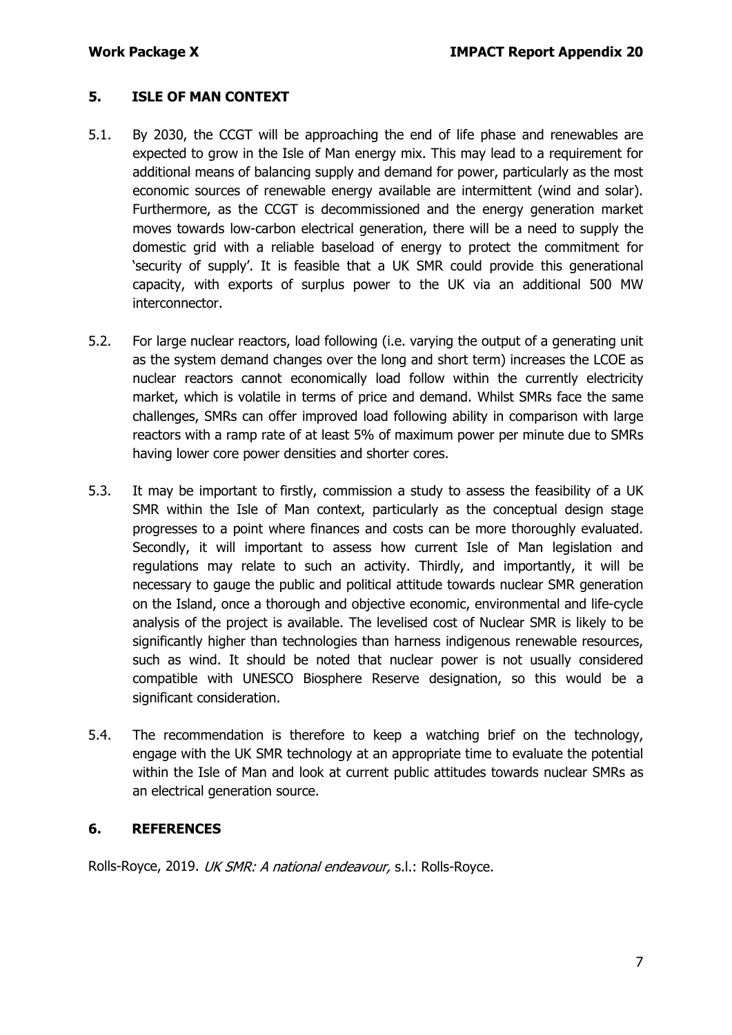## 5. ISLE OF MAN CONTEXT

5.1. By 2030, the CCGT will be approaching the end of life phase and renewables are expected to grow in the Isle of Man energy mix. This may lead to a requirement for additional means of balancing supply and demand for power, particularly as the most economic sources of renewable energy available are intermittent (wind and solar). Furthermore, as the CCGT is decommissioned and the energy generation market moves towards low-carbon electrical generation, there will be a need to supply the domestic grid with a reliable baseload of energy to protect the commitment for 'security of supply'. It is feasible that a UK SMR could provide this generational capacity, with exports of surplus power to the UK via an additional 500 MW interconnector.

5.2. For large nuclear reactors, load following (i.e. varying the output of a generating unit as the system demand changes over the long and short term) increases the LCOE as nuclear reactors cannot economically load follow within the currently electricity market, which is volatile in terms of price and demand. Whilst SMRs face the same challenges, SMRs can offer improved load following ability in comparison with large reactors with a ramp rate of at least 5% of maximum power per minute due to SMRs having lower core power densities and shorter cores.

5.3. It may be important to firstly, commission a study to assess the feasibility of a UK SMR within the Isle of Man context, particularly as the conceptual design stage progresses to a point where finances and costs can be more thoroughly evaluated. Secondly, it will important to assess how current Isle of Man legislation and regulations may relate to such an activity. Thirdly, and importantly, it will be necessary to gauge the public and political attitude towards nuclear SMR generation on the Island, once a thorough and objective economic, environmental and life-cycle analysis of the project is available. The levelised cost of Nuclear SMR is likely to be significantly higher than technologies than harness indigenous renewable resources, such as wind. It should be noted that nuclear power is not usually considered compatible with UNESCO Biosphere Reserve designation, so this would be a significant consideration.

5.4. The recommendation is therefore to keep a watching brief on the technology, engage with the UK SMR technology at an appropriate time to evaluate the potential within the Isle of Man and look at current public attitudes towards nuclear SMRs as an electrical generation source.

## 6. REFERENCES

Rolls-Royce, 2019. *UK SMR: A national endeavour,* s.l.: Rolls-Royce.